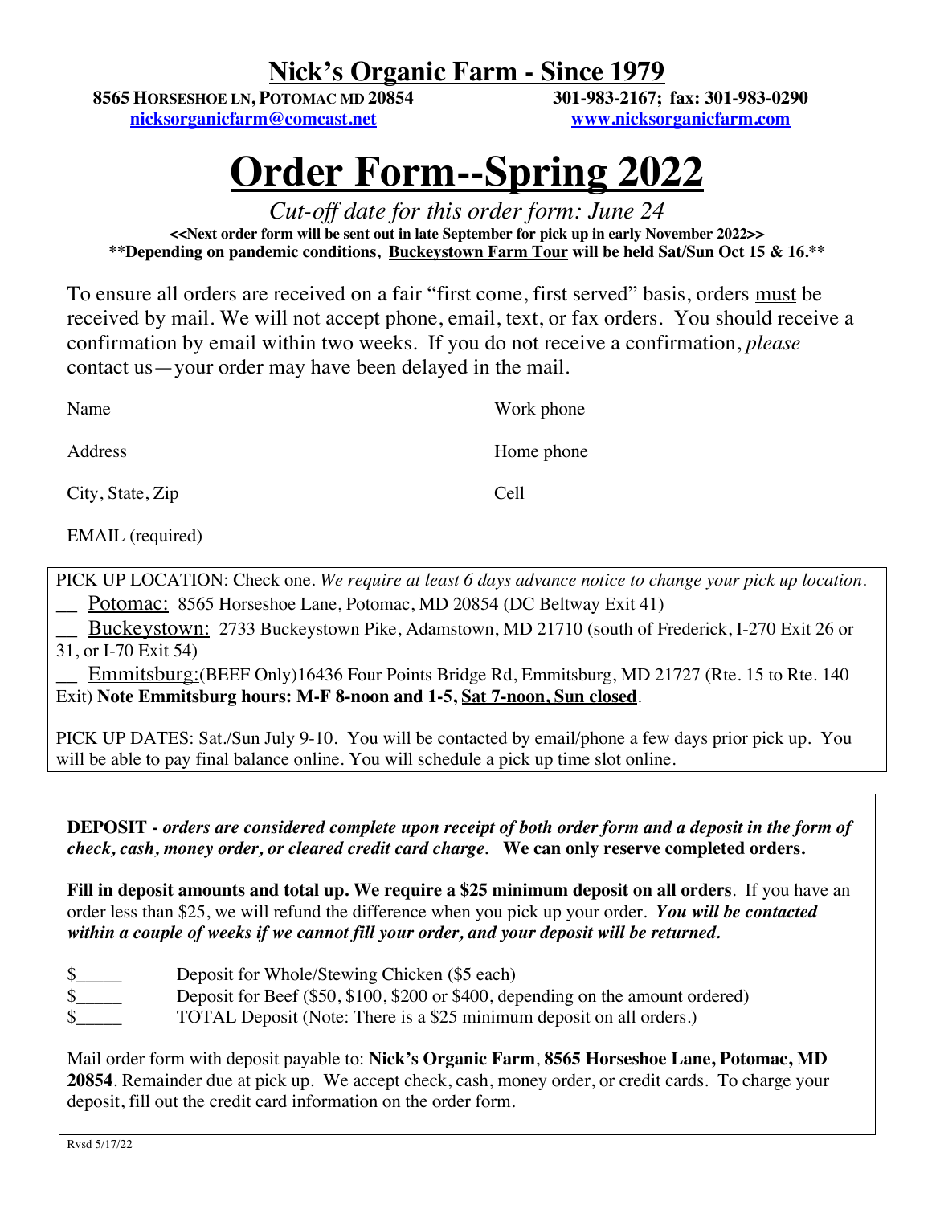# Nick's Organic Farm - Since 1979

**8565 HORSESHOE LN, POTOMAC MD 20854**  
**301-983-2167; fax: 301-983-0290**  
**nicksorganicfarm@comcast.net**  
**www.nicksorganicfarm.com**

# Order Form--Spring 2022

*Cut-off date for this order form: June 24*

**<<Next order form will be sent out in late September for pick up in early November 2022>>**  
**\*\*Depending on pandemic conditions, Buckeystown Farm Tour will be held Sat/Sun Oct 15 & 16.\*\***

To ensure all orders are received on a fair "first come, first served" basis, orders must be received by mail. We will not accept phone, email, text, or fax orders. You should receive a confirmation by email within two weeks. If you do not receive a confirmation, *please* contact us—your order may have been delayed in the mail.

Name

Address

City, State, Zip

EMAIL (required)

Work phone

Home phone

Cell

PICK UP LOCATION: Check one. *We require at least 6 days advance notice to change your pick up location.*

__ Potomac: 8565 Horseshoe Lane, Potomac, MD 20854 (DC Beltway Exit 41)

__ Buckeystown: 2733 Buckeystown Pike, Adamstown, MD 21710 (south of Frederick, I-270 Exit 26 or 31, or I-70 Exit 54)

__ Emmitsburg:(BEEF Only)16436 Four Points Bridge Rd, Emmitsburg, MD 21727 (Rte. 15 to Rte. 140 Exit) **Note Emmitsburg hours: M-F 8-noon and 1-5, Sat 7-noon, Sun closed**.

PICK UP DATES: Sat./Sun July 9-10. You will be contacted by email/phone a few days prior pick up. You will be able to pay final balance online. You will schedule a pick up time slot online.

**DEPOSIT -** ***orders are considered complete upon receipt of both order form and a deposit in the form of check, cash, money order, or cleared credit card charge.*** **We can only reserve completed orders.**

**Fill in deposit amounts and total up. We require a $25 minimum deposit on all orders**. If you have an order less than $25, we will refund the difference when you pick up your order. ***You will be contacted within a couple of weeks if we cannot fill your order, and your deposit will be returned.***

$_____ Deposit for Whole/Stewing Chicken ($5 each)  
$_____ Deposit for Beef ($50, $100, $200 or $400, depending on the amount ordered)  
$_____ TOTAL Deposit (Note: There is a $25 minimum deposit on all orders.)

Mail order form with deposit payable to: **Nick's Organic Farm**, **8565 Horseshoe Lane, Potomac, MD 20854**. Remainder due at pick up. We accept check, cash, money order, or credit cards. To charge your deposit, fill out the credit card information on the order form.

Rvsd 5/17/22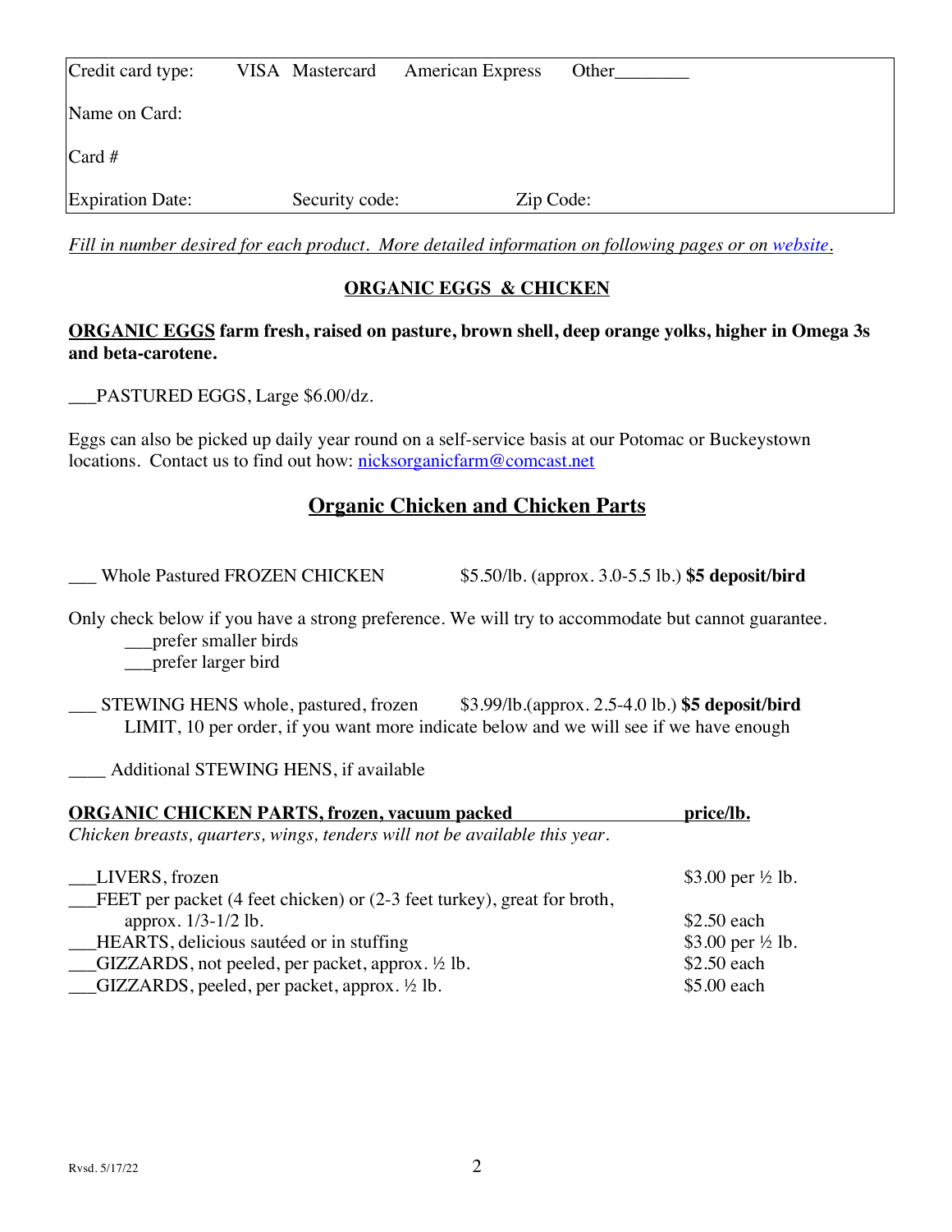| Credit card type: | VISA Mastercard | American Express | Other________ |
|---|---|---|---|
| Name on Card: | | | |
| Card # | | | |
| Expiration Date: | Security code: | Zip Code: | |

*Fill in number desired for each product. More detailed information on following pages or on website.*

## ORGANIC EGGS & CHICKEN

**ORGANIC EGGS farm fresh, raised on pasture, brown shell, deep orange yolks, higher in Omega 3s and beta-carotene.**

___PASTURED EGGS, Large $6.00/dz.

Eggs can also be picked up daily year round on a self-service basis at our Potomac or Buckeystown locations. Contact us to find out how: nicksorganicfarm@comcast.net

## Organic Chicken and Chicken Parts

___ Whole Pastured FROZEN CHICKEN $5.50/lb. (approx. 3.0-5.5 lb.) **$5 deposit/bird**

Only check below if you have a strong preference. We will try to accommodate but cannot guarantee.

___prefer smaller birds
___prefer larger bird

___ STEWING HENS whole, pastured, frozen $3.99/lb.(approx. 2.5-4.0 lb.) **$5 deposit/bird**
LIMIT, 10 per order, if you want more indicate below and we will see if we have enough

____ Additional STEWING HENS, if available

| **ORGANIC CHICKEN PARTS, frozen, vacuum packed** | **price/lb.** |
|---|---|
| *Chicken breasts, quarters, wings, tenders will not be available this year.* | |
| ___LIVERS, frozen | $3.00 per ½ lb. |
| ___FEET per packet (4 feet chicken) or (2-3 feet turkey), great for broth, approx. 1/3-1/2 lb. | $2.50 each |
| ___HEARTS, delicious sautéed or in stuffing | $3.00 per ½ lb. |
| ___GIZZARDS, not peeled, per packet, approx. ½ lb. | $2.50 each |
| ___GIZZARDS, peeled, per packet, approx. ½ lb. | $5.00 each |

Rvsd. 5/17/22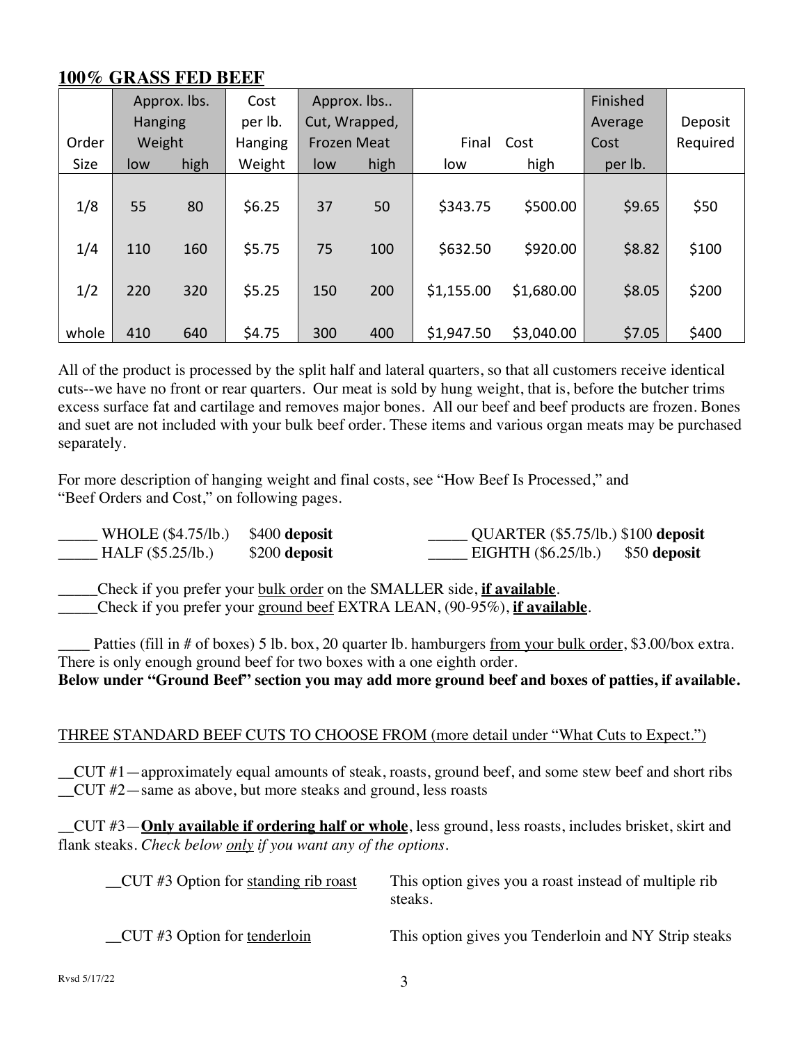## 100% GRASS FED BEEF

| Order Size | Approx. lbs. Hanging Weight low | high | Cost per lb. Hanging Weight | Approx. lbs.. Cut, Wrapped, Frozen Meat low | high | Final Cost low | high | Finished Average Cost per lb. | Deposit Required |
|---|---|---|---|---|---|---|---|---|---|
| 1/8 | 55 | 80 | $6.25 | 37 | 50 | $343.75 | $500.00 | $9.65 | $50 |
| 1/4 | 110 | 160 | $5.75 | 75 | 100 | $632.50 | $920.00 | $8.82 | $100 |
| 1/2 | 220 | 320 | $5.25 | 150 | 200 | $1,155.00 | $1,680.00 | $8.05 | $200 |
| whole | 410 | 640 | $4.75 | 300 | 400 | $1,947.50 | $3,040.00 | $7.05 | $400 |

All of the product is processed by the split half and lateral quarters, so that all customers receive identical cuts--we have no front or rear quarters. Our meat is sold by hung weight, that is, before the butcher trims excess surface fat and cartilage and removes major bones. All our beef and beef products are frozen. Bones and suet are not included with your bulk beef order. These items and various organ meats may be purchased separately.

For more description of hanging weight and final costs, see "How Beef Is Processed," and "Beef Orders and Cost," on following pages.

_____ WHOLE ($4.75/lb.) $400 **deposit**

_____ HALF ($5.25/lb.) $200 **deposit**

_____ QUARTER ($5.75/lb.) $100 **deposit**

_____ EIGHTH ($6.25/lb.) $50 **deposit**

_____Check if you prefer your <u>bulk order</u> on the SMALLER side, **<u>if available</u>**.

_____Check if you prefer your <u>ground beef</u> EXTRA LEAN, (90-95%), **<u>if available</u>**.

____ Patties (fill in # of boxes) 5 lb. box, 20 quarter lb. hamburgers <u>from your bulk order</u>, $3.00/box extra. There is only enough ground beef for two boxes with a one eighth order.

**Below under "Ground Beef" section you may add more ground beef and boxes of patties, if available.**

<u>THREE STANDARD BEEF CUTS TO CHOOSE FROM (more detail under "What Cuts to Expect.")</u>

__CUT #1—approximately equal amounts of steak, roasts, ground beef, and some stew beef and short ribs

__CUT #2—same as above, but more steaks and ground, less roasts

__CUT #3—**<u>Only available if ordering half or whole</u>**, less ground, less roasts, includes brisket, skirt and flank steaks. *Check below <u>only</u> if you want any of the options.*

__CUT #3 Option for <u>standing rib roast</u> — This option gives you a roast instead of multiple rib steaks.

__CUT #3 Option for <u>tenderloin</u> — This option gives you Tenderloin and NY Strip steaks

Rvsd 5/17/22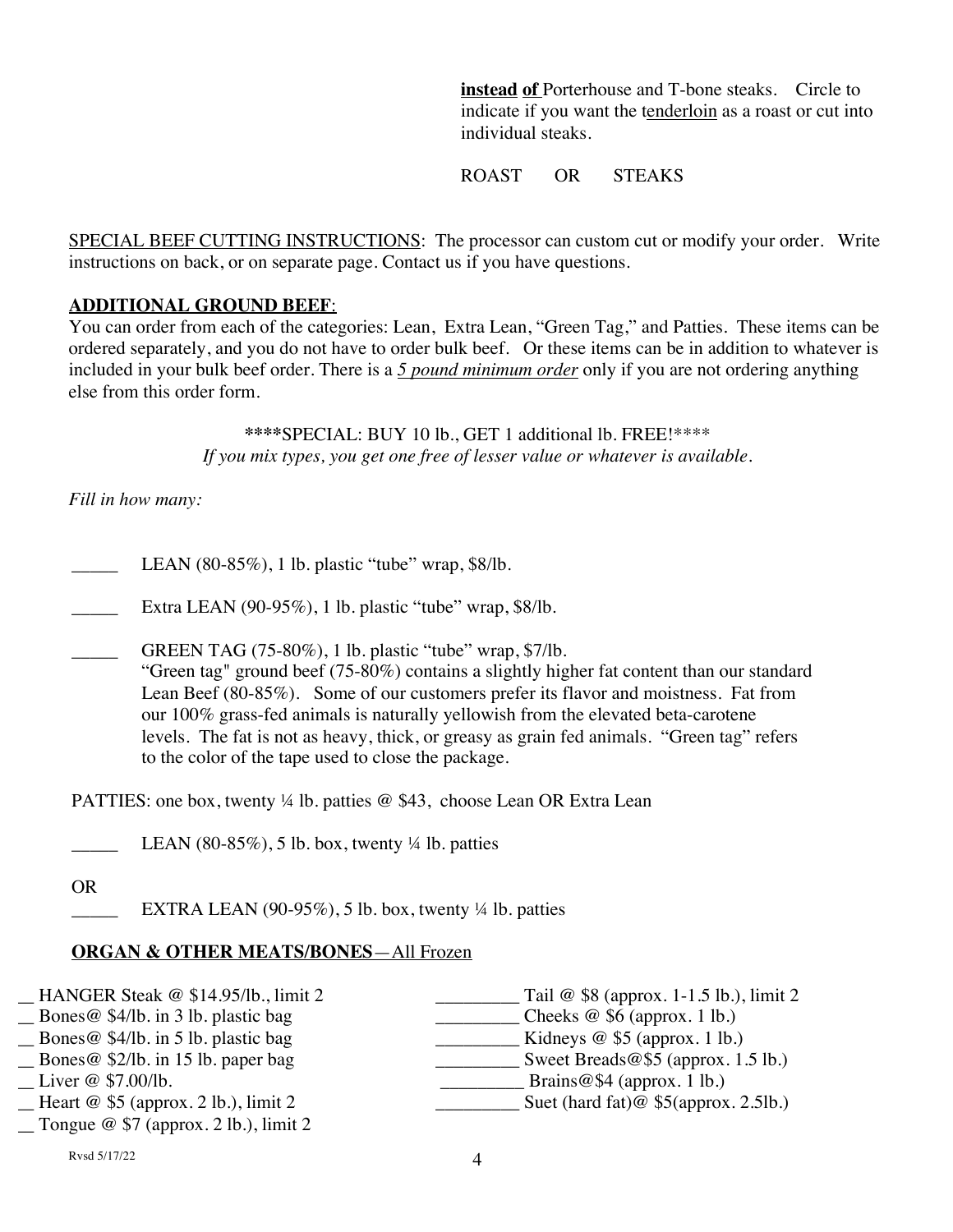**instead of** Porterhouse and T-bone steaks. Circle to indicate if you want the tenderloin as a roast or cut into individual steaks.

ROAST OR STEAKS

SPECIAL BEEF CUTTING INSTRUCTIONS: The processor can custom cut or modify your order. Write instructions on back, or on separate page. Contact us if you have questions.

**ADDITIONAL GROUND BEEF**:

You can order from each of the categories: Lean, Extra Lean, "Green Tag," and Patties. These items can be ordered separately, and you do not have to order bulk beef. Or these items can be in addition to whatever is included in your bulk beef order. There is a *5 pound minimum order* only if you are not ordering anything else from this order form.

****SPECIAL: BUY 10 lb., GET 1 additional lb. FREE!****

*If you mix types, you get one free of lesser value or whatever is available.*

*Fill in how many:*

_____ LEAN (80-85%), 1 lb. plastic "tube" wrap, $8/lb.

_____ Extra LEAN (90-95%), 1 lb. plastic "tube" wrap, $8/lb.

_____ GREEN TAG (75-80%), 1 lb. plastic "tube" wrap, $7/lb.
"Green tag" ground beef (75-80%) contains a slightly higher fat content than our standard Lean Beef (80-85%). Some of our customers prefer its flavor and moistness. Fat from our 100% grass-fed animals is naturally yellowish from the elevated beta-carotene levels. The fat is not as heavy, thick, or greasy as grain fed animals. "Green tag" refers to the color of the tape used to close the package.

PATTIES: one box, twenty ¼ lb. patties @ $43, choose Lean OR Extra Lean

_____ LEAN (80-85%), 5 lb. box, twenty ¼ lb. patties

OR

_____ EXTRA LEAN (90-95%), 5 lb. box, twenty ¼ lb. patties

**ORGAN & OTHER MEATS/BONES**—All Frozen

__ HANGER Steak @ $14.95/lb., limit 2

__ Bones@ $4/lb. in 3 lb. plastic bag

__ Bones@ $4/lb. in 5 lb. plastic bag

__ Bones@ $2/lb. in 15 lb. paper bag

__ Liver @ $7.00/lb.

__ Heart @ $5 (approx. 2 lb.), limit 2

__ Tongue @ $7 (approx. 2 lb.), limit 2

_________ Tail @ $8 (approx. 1-1.5 lb.), limit 2

_________ Cheeks @ $6 (approx. 1 lb.)

_________ Kidneys @ $5 (approx. 1 lb.)

_________ Sweet Breads@$5 (approx. 1.5 lb.)

_________ Brains@$4 (approx. 1 lb.)

_________ Suet (hard fat)@ $5(approx. 2.5lb.)

Rvsd 5/17/22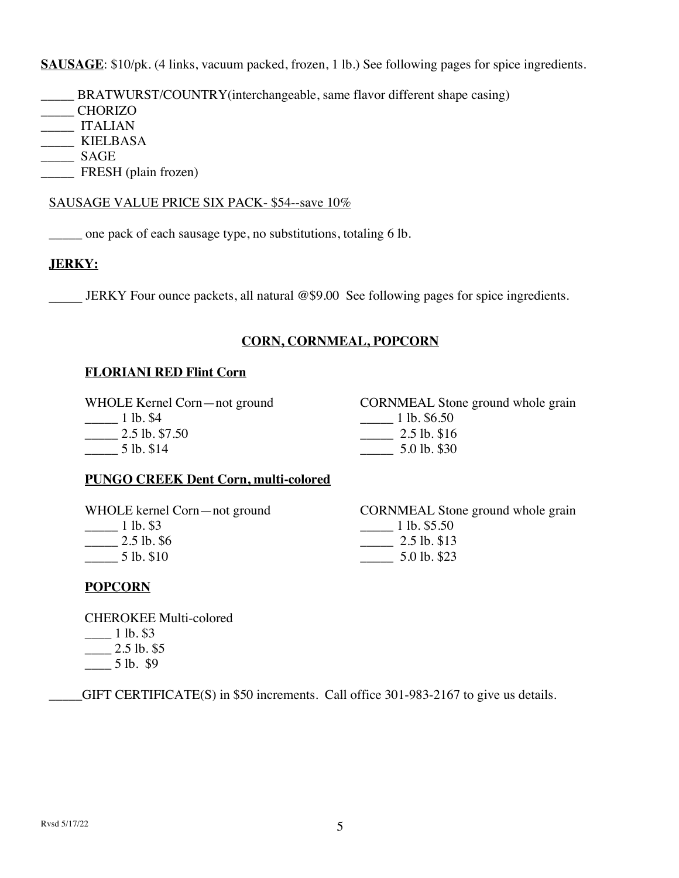**SAUSAGE**: $10/pk. (4 links, vacuum packed, frozen, 1 lb.) See following pages for spice ingredients.

_____ BRATWURST/COUNTRY(interchangeable, same flavor different shape casing)
_____ CHORIZO
_____ ITALIAN
_____ KIELBASA
_____ SAGE
_____ FRESH (plain frozen)

SAUSAGE VALUE PRICE SIX PACK- $54--save 10%

_____ one pack of each sausage type, no substitutions, totaling 6 lb.

**JERKY:**

_____ JERKY Four ounce packets, all natural @$9.00 See following pages for spice ingredients.

## CORN, CORNMEAL, POPCORN

### FLORIANI RED Flint Corn

WHOLE Kernel Corn—not ground
_____ 1 lb. $4
_____ 2.5 lb. $7.50
_____ 5 lb. $14

CORNMEAL Stone ground whole grain
_____ 1 lb. $6.50
_____ 2.5 lb. $16
_____ 5.0 lb. $30

### PUNGO CREEK Dent Corn, multi-colored

WHOLE kernel Corn—not ground
_____ 1 lb. $3
_____ 2.5 lb. $6
_____ 5 lb. $10

CORNMEAL Stone ground whole grain
_____ 1 lb. $5.50
_____ 2.5 lb. $13
_____ 5.0 lb. $23

### POPCORN

CHEROKEE Multi-colored
____ 1 lb. $3
____ 2.5 lb. $5
____ 5 lb. $9

_____GIFT CERTIFICATE(S) in $50 increments. Call office 301-983-2167 to give us details.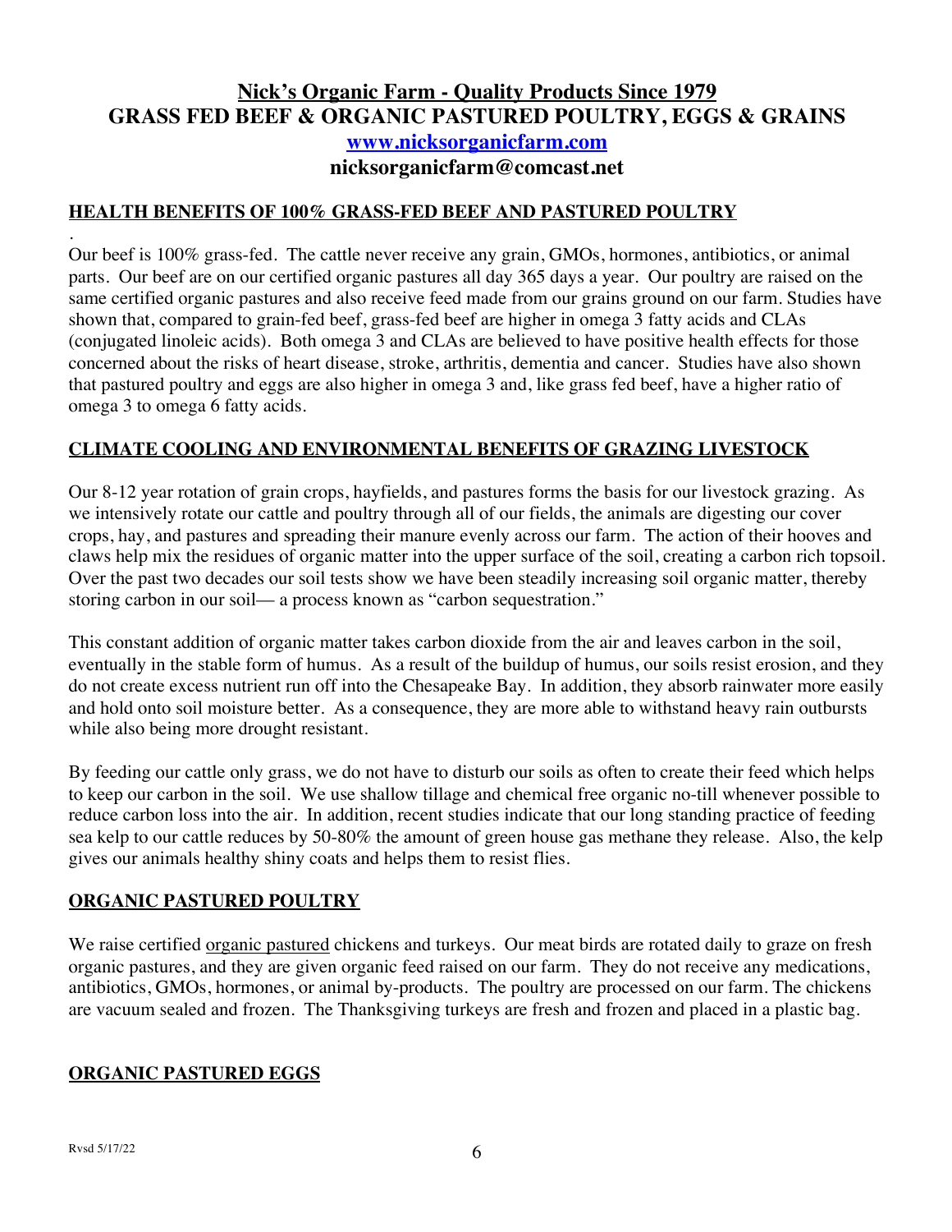# Nick's Organic Farm - Quality Products Since 1979
# GRASS FED BEEF & ORGANIC PASTURED POULTRY, EGGS & GRAINS
## [www.nicksorganicfarm.com](http://www.nicksorganicfarm.com)
## nicksorganicfarm@comcast.net

### HEALTH BENEFITS OF 100% GRASS-FED BEEF AND PASTURED POULTRY

.
Our beef is 100% grass-fed. The cattle never receive any grain, GMOs, hormones, antibiotics, or animal parts. Our beef are on our certified organic pastures all day 365 days a year. Our poultry are raised on the same certified organic pastures and also receive feed made from our grains ground on our farm. Studies have shown that, compared to grain-fed beef, grass-fed beef are higher in omega 3 fatty acids and CLAs (conjugated linoleic acids). Both omega 3 and CLAs are believed to have positive health effects for those concerned about the risks of heart disease, stroke, arthritis, dementia and cancer. Studies have also shown that pastured poultry and eggs are also higher in omega 3 and, like grass fed beef, have a higher ratio of omega 3 to omega 6 fatty acids.

### CLIMATE COOLING AND ENVIRONMENTAL BENEFITS OF GRAZING LIVESTOCK

Our 8-12 year rotation of grain crops, hayfields, and pastures forms the basis for our livestock grazing. As we intensively rotate our cattle and poultry through all of our fields, the animals are digesting our cover crops, hay, and pastures and spreading their manure evenly across our farm. The action of their hooves and claws help mix the residues of organic matter into the upper surface of the soil, creating a carbon rich topsoil. Over the past two decades our soil tests show we have been steadily increasing soil organic matter, thereby storing carbon in our soil— a process known as "carbon sequestration."

This constant addition of organic matter takes carbon dioxide from the air and leaves carbon in the soil, eventually in the stable form of humus. As a result of the buildup of humus, our soils resist erosion, and they do not create excess nutrient run off into the Chesapeake Bay. In addition, they absorb rainwater more easily and hold onto soil moisture better. As a consequence, they are more able to withstand heavy rain outbursts while also being more drought resistant.

By feeding our cattle only grass, we do not have to disturb our soils as often to create their feed which helps to keep our carbon in the soil. We use shallow tillage and chemical free organic no-till whenever possible to reduce carbon loss into the air. In addition, recent studies indicate that our long standing practice of feeding sea kelp to our cattle reduces by 50-80% the amount of green house gas methane they release. Also, the kelp gives our animals healthy shiny coats and helps them to resist flies.

### ORGANIC PASTURED POULTRY

We raise certified organic pastured chickens and turkeys. Our meat birds are rotated daily to graze on fresh organic pastures, and they are given organic feed raised on our farm. They do not receive any medications, antibiotics, GMOs, hormones, or animal by-products. The poultry are processed on our farm. The chickens are vacuum sealed and frozen. The Thanksgiving turkeys are fresh and frozen and placed in a plastic bag.

### ORGANIC PASTURED EGGS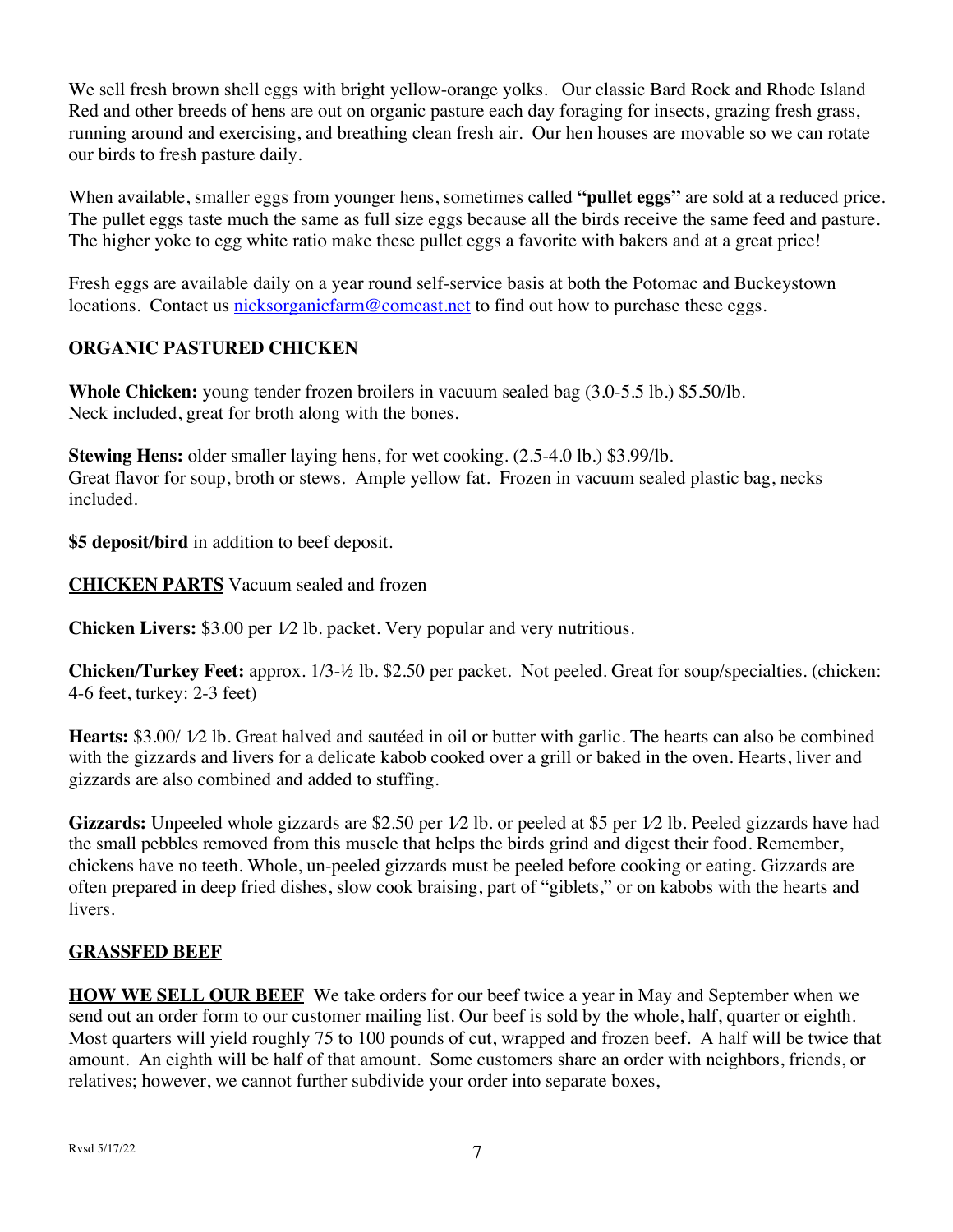We sell fresh brown shell eggs with bright yellow-orange yolks. Our classic Bard Rock and Rhode Island Red and other breeds of hens are out on organic pasture each day foraging for insects, grazing fresh grass, running around and exercising, and breathing clean fresh air. Our hen houses are movable so we can rotate our birds to fresh pasture daily.

When available, smaller eggs from younger hens, sometimes called **"pullet eggs"** are sold at a reduced price. The pullet eggs taste much the same as full size eggs because all the birds receive the same feed and pasture. The higher yoke to egg white ratio make these pullet eggs a favorite with bakers and at a great price!

Fresh eggs are available daily on a year round self-service basis at both the Potomac and Buckeystown locations. Contact us nicksorganicfarm@comcast.net to find out how to purchase these eggs.

## ORGANIC PASTURED CHICKEN

**Whole Chicken:** young tender frozen broilers in vacuum sealed bag (3.0-5.5 lb.) $5.50/lb.
Neck included, great for broth along with the bones.

**Stewing Hens:** older smaller laying hens, for wet cooking. (2.5-4.0 lb.) $3.99/lb.
Great flavor for soup, broth or stews. Ample yellow fat. Frozen in vacuum sealed plastic bag, necks included.

**$5 deposit/bird** in addition to beef deposit.

**CHICKEN PARTS** Vacuum sealed and frozen

**Chicken Livers:** $3.00 per 1⁄2 lb. packet. Very popular and very nutritious.

**Chicken/Turkey Feet:** approx. 1/3-½ lb. $2.50 per packet. Not peeled. Great for soup/specialties. (chicken: 4-6 feet, turkey: 2-3 feet)

**Hearts:** $3.00/ 1⁄2 lb. Great halved and sautéed in oil or butter with garlic. The hearts can also be combined with the gizzards and livers for a delicate kabob cooked over a grill or baked in the oven. Hearts, liver and gizzards are also combined and added to stuffing.

**Gizzards:** Unpeeled whole gizzards are $2.50 per 1⁄2 lb. or peeled at $5 per 1⁄2 lb. Peeled gizzards have had the small pebbles removed from this muscle that helps the birds grind and digest their food. Remember, chickens have no teeth. Whole, un-peeled gizzards must be peeled before cooking or eating. Gizzards are often prepared in deep fried dishes, slow cook braising, part of "giblets," or on kabobs with the hearts and livers.

## GRASSFED BEEF

**HOW WE SELL OUR BEEF** We take orders for our beef twice a year in May and September when we send out an order form to our customer mailing list. Our beef is sold by the whole, half, quarter or eighth. Most quarters will yield roughly 75 to 100 pounds of cut, wrapped and frozen beef. A half will be twice that amount. An eighth will be half of that amount. Some customers share an order with neighbors, friends, or relatives; however, we cannot further subdivide your order into separate boxes,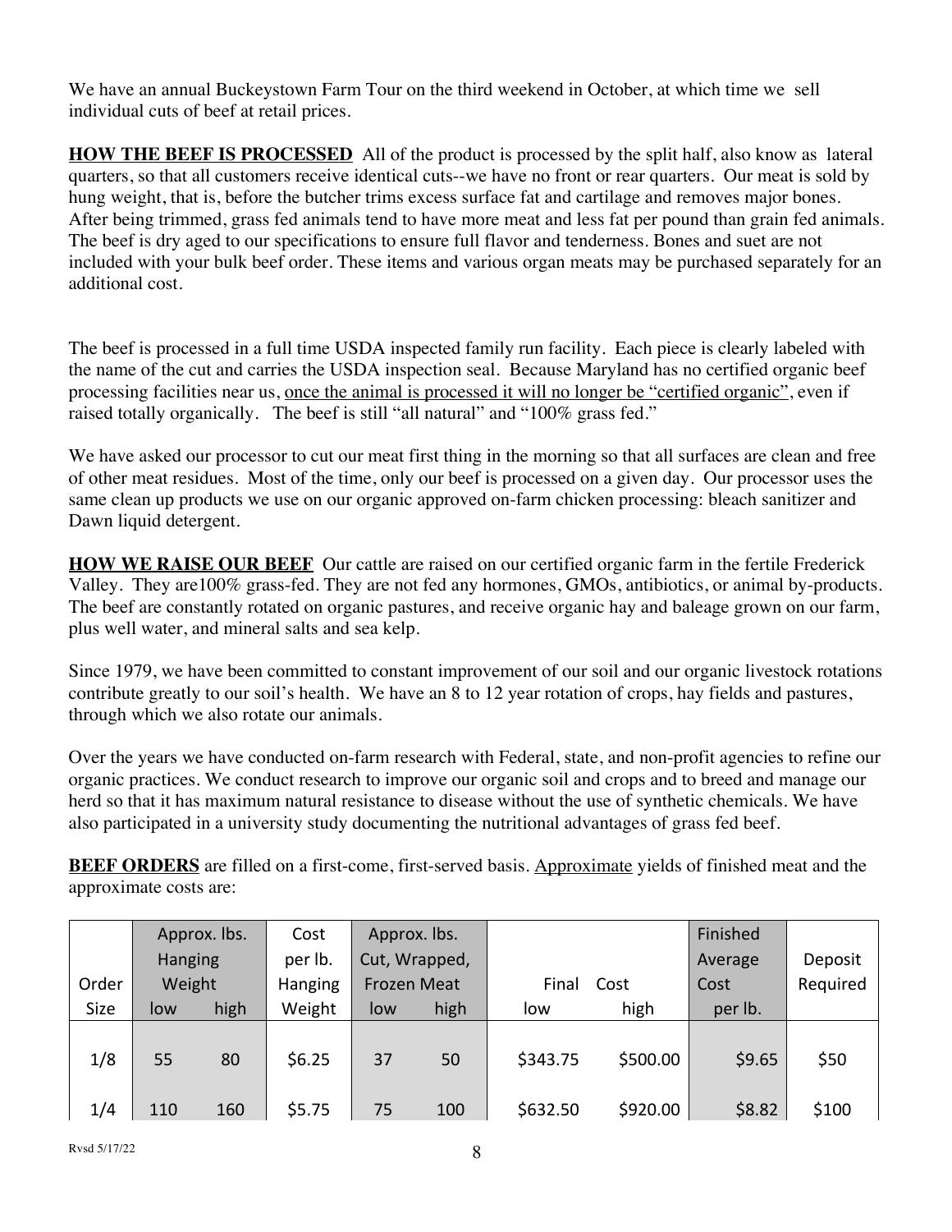We have an annual Buckeystown Farm Tour on the third weekend in October, at which time we sell individual cuts of beef at retail prices.

**HOW THE BEEF IS PROCESSED** All of the product is processed by the split half, also know as lateral quarters, so that all customers receive identical cuts--we have no front or rear quarters. Our meat is sold by hung weight, that is, before the butcher trims excess surface fat and cartilage and removes major bones. After being trimmed, grass fed animals tend to have more meat and less fat per pound than grain fed animals. The beef is dry aged to our specifications to ensure full flavor and tenderness. Bones and suet are not included with your bulk beef order. These items and various organ meats may be purchased separately for an additional cost.

The beef is processed in a full time USDA inspected family run facility. Each piece is clearly labeled with the name of the cut and carries the USDA inspection seal. Because Maryland has no certified organic beef processing facilities near us, once the animal is processed it will no longer be "certified organic", even if raised totally organically. The beef is still "all natural" and "100% grass fed."

We have asked our processor to cut our meat first thing in the morning so that all surfaces are clean and free of other meat residues. Most of the time, only our beef is processed on a given day. Our processor uses the same clean up products we use on our organic approved on-farm chicken processing: bleach sanitizer and Dawn liquid detergent.

**HOW WE RAISE OUR BEEF** Our cattle are raised on our certified organic farm in the fertile Frederick Valley. They are100% grass-fed. They are not fed any hormones, GMOs, antibiotics, or animal by-products. The beef are constantly rotated on organic pastures, and receive organic hay and baleage grown on our farm, plus well water, and mineral salts and sea kelp.

Since 1979, we have been committed to constant improvement of our soil and our organic livestock rotations contribute greatly to our soil's health. We have an 8 to 12 year rotation of crops, hay fields and pastures, through which we also rotate our animals.

Over the years we have conducted on-farm research with Federal, state, and non-profit agencies to refine our organic practices. We conduct research to improve our organic soil and crops and to breed and manage our herd so that it has maximum natural resistance to disease without the use of synthetic chemicals. We have also participated in a university study documenting the nutritional advantages of grass fed beef.

**BEEF ORDERS** are filled on a first-come, first-served basis. Approximate yields of finished meat and the approximate costs are:

| Order Size | Approx. lbs. Hanging Weight | | Cost per lb. Hanging Weight | Approx. lbs. Cut, Wrapped, Frozen Meat | | Final Cost | | Finished Average Cost per lb. | Deposit Required |
|---|---|---|---|---|---|---|---|---|---|
| | low | high | | low | high | low | high | | |
| 1/8 | 55 | 80 | $6.25 | 37 | 50 | $343.75 | $500.00 | $9.65 | $50 |
| 1/4 | 110 | 160 | $5.75 | 75 | 100 | $632.50 | $920.00 | $8.82 | $100 |

Rvsd 5/17/22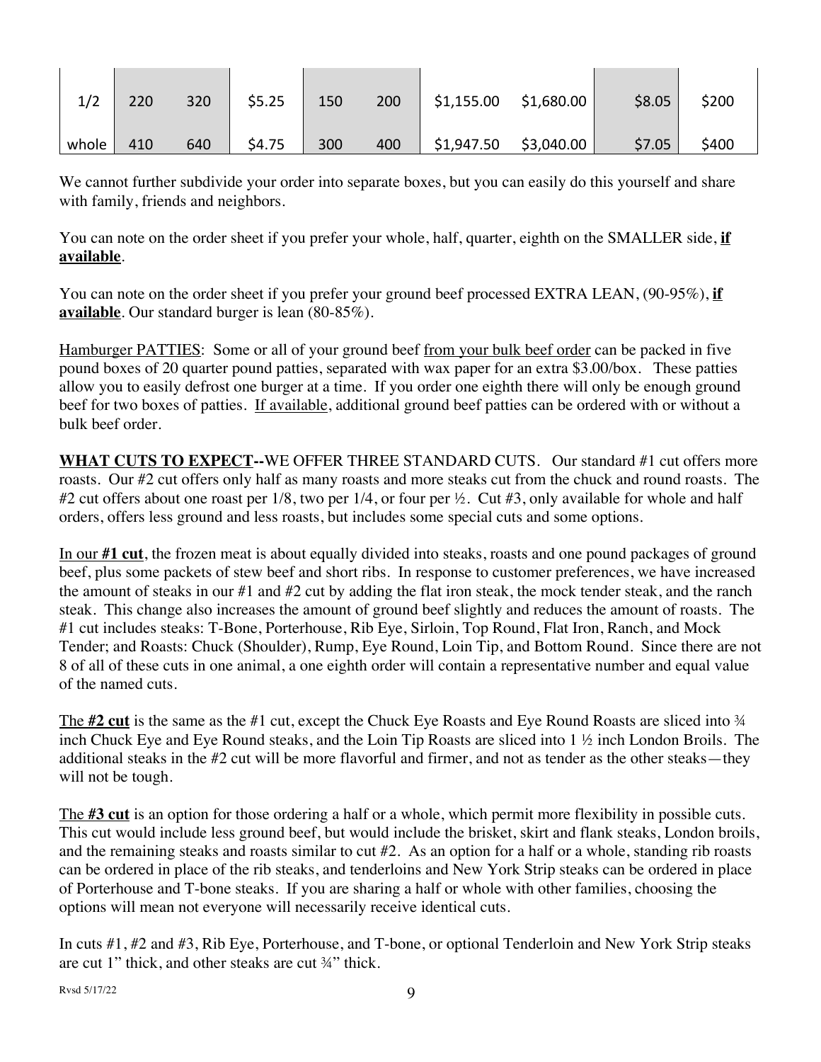| 1/2 | 220 | 320 | $5.25 | 150 | 200 | $1,155.00 | $1,680.00 | $8.05 | $200 |
|---|---|---|---|---|---|---|---|---|---|
| whole | 410 | 640 | $4.75 | 300 | 400 | $1,947.50 | $3,040.00 | $7.05 | $400 |

We cannot further subdivide your order into separate boxes, but you can easily do this yourself and share with family, friends and neighbors.

You can note on the order sheet if you prefer your whole, half, quarter, eighth on the SMALLER side, **if available**.

You can note on the order sheet if you prefer your ground beef processed EXTRA LEAN, (90-95%), **if available**. Our standard burger is lean (80-85%).

Hamburger PATTIES: Some or all of your ground beef from your bulk beef order can be packed in five pound boxes of 20 quarter pound patties, separated with wax paper for an extra $3.00/box. These patties allow you to easily defrost one burger at a time. If you order one eighth there will only be enough ground beef for two boxes of patties. If available, additional ground beef patties can be ordered with or without a bulk beef order.

**WHAT CUTS TO EXPECT--**WE OFFER THREE STANDARD CUTS. Our standard #1 cut offers more roasts. Our #2 cut offers only half as many roasts and more steaks cut from the chuck and round roasts. The #2 cut offers about one roast per 1/8, two per 1/4, or four per ½. Cut #3, only available for whole and half orders, offers less ground and less roasts, but includes some special cuts and some options.

In our **#1 cut**, the frozen meat is about equally divided into steaks, roasts and one pound packages of ground beef, plus some packets of stew beef and short ribs. In response to customer preferences, we have increased the amount of steaks in our #1 and #2 cut by adding the flat iron steak, the mock tender steak, and the ranch steak. This change also increases the amount of ground beef slightly and reduces the amount of roasts. The #1 cut includes steaks: T-Bone, Porterhouse, Rib Eye, Sirloin, Top Round, Flat Iron, Ranch, and Mock Tender; and Roasts: Chuck (Shoulder), Rump, Eye Round, Loin Tip, and Bottom Round. Since there are not 8 of all of these cuts in one animal, a one eighth order will contain a representative number and equal value of the named cuts.

The **#2 cut** is the same as the #1 cut, except the Chuck Eye Roasts and Eye Round Roasts are sliced into ¾ inch Chuck Eye and Eye Round steaks, and the Loin Tip Roasts are sliced into 1 ½ inch London Broils. The additional steaks in the #2 cut will be more flavorful and firmer, and not as tender as the other steaks—they will not be tough.

The **#3 cut** is an option for those ordering a half or a whole, which permit more flexibility in possible cuts. This cut would include less ground beef, but would include the brisket, skirt and flank steaks, London broils, and the remaining steaks and roasts similar to cut #2. As an option for a half or a whole, standing rib roasts can be ordered in place of the rib steaks, and tenderloins and New York Strip steaks can be ordered in place of Porterhouse and T-bone steaks. If you are sharing a half or whole with other families, choosing the options will mean not everyone will necessarily receive identical cuts.

In cuts #1, #2 and #3, Rib Eye, Porterhouse, and T-bone, or optional Tenderloin and New York Strip steaks are cut 1" thick, and other steaks are cut ¾" thick.

Rvsd 5/17/22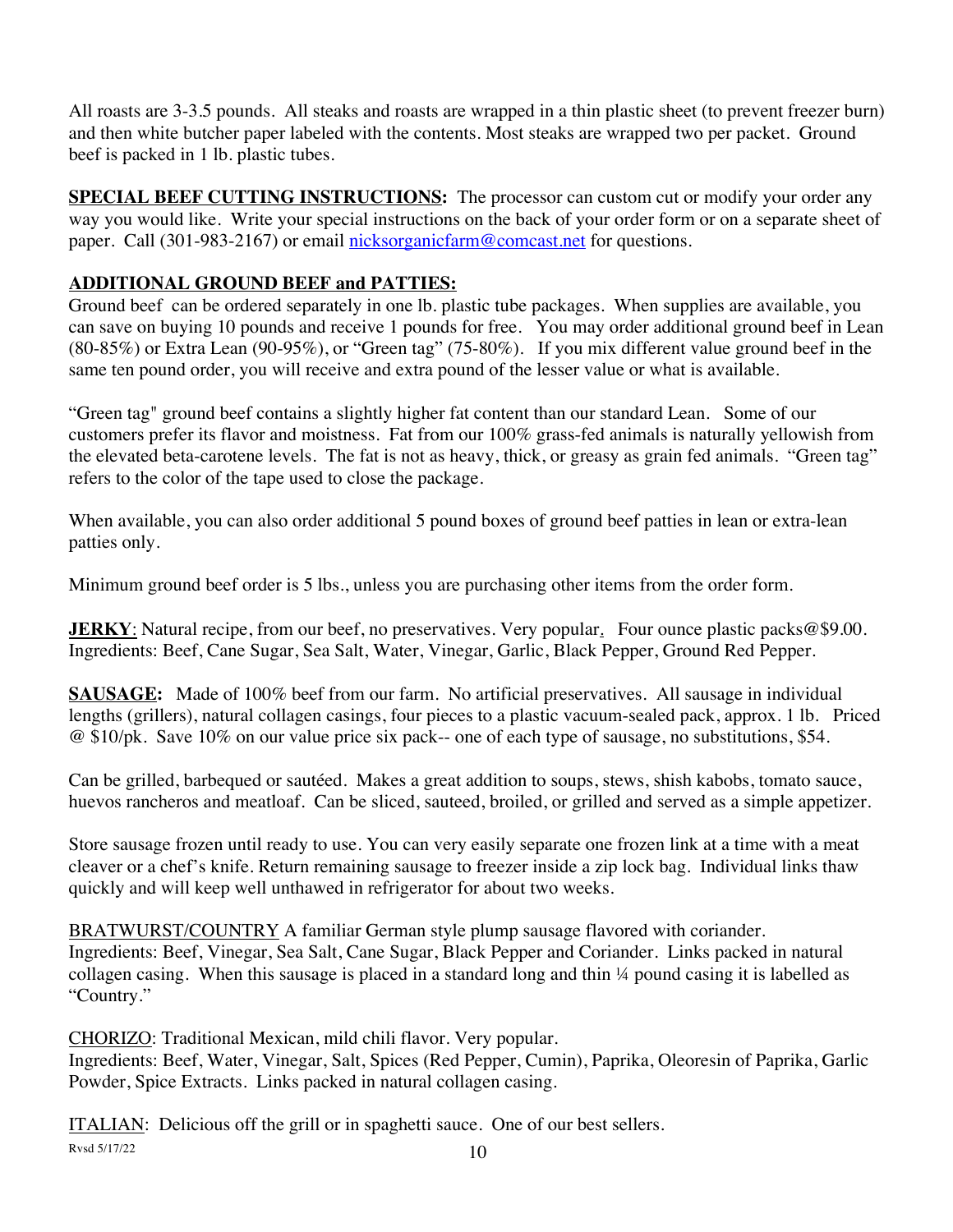All roasts are 3-3.5 pounds. All steaks and roasts are wrapped in a thin plastic sheet (to prevent freezer burn) and then white butcher paper labeled with the contents. Most steaks are wrapped two per packet. Ground beef is packed in 1 lb. plastic tubes.

**SPECIAL BEEF CUTTING INSTRUCTIONS:** The processor can custom cut or modify your order any way you would like. Write your special instructions on the back of your order form or on a separate sheet of paper. Call (301-983-2167) or email nicksorganicfarm@comcast.net for questions.

**ADDITIONAL GROUND BEEF and PATTIES:**

Ground beef can be ordered separately in one lb. plastic tube packages. When supplies are available, you can save on buying 10 pounds and receive 1 pounds for free. You may order additional ground beef in Lean (80-85%) or Extra Lean (90-95%), or "Green tag" (75-80%). If you mix different value ground beef in the same ten pound order, you will receive and extra pound of the lesser value or what is available.

"Green tag" ground beef contains a slightly higher fat content than our standard Lean. Some of our customers prefer its flavor and moistness. Fat from our 100% grass-fed animals is naturally yellowish from the elevated beta-carotene levels. The fat is not as heavy, thick, or greasy as grain fed animals. "Green tag" refers to the color of the tape used to close the package.

When available, you can also order additional 5 pound boxes of ground beef patties in lean or extra-lean patties only.

Minimum ground beef order is 5 lbs., unless you are purchasing other items from the order form.

**JERKY**: Natural recipe, from our beef, no preservatives. Very popular. Four ounce plastic packs@$9.00. Ingredients: Beef, Cane Sugar, Sea Salt, Water, Vinegar, Garlic, Black Pepper, Ground Red Pepper.

**SAUSAGE:** Made of 100% beef from our farm. No artificial preservatives. All sausage in individual lengths (grillers), natural collagen casings, four pieces to a plastic vacuum-sealed pack, approx. 1 lb. Priced @ $10/pk. Save 10% on our value price six pack-- one of each type of sausage, no substitutions, $54.

Can be grilled, barbequed or sautéed. Makes a great addition to soups, stews, shish kabobs, tomato sauce, huevos rancheros and meatloaf. Can be sliced, sauteed, broiled, or grilled and served as a simple appetizer.

Store sausage frozen until ready to use. You can very easily separate one frozen link at a time with a meat cleaver or a chef's knife. Return remaining sausage to freezer inside a zip lock bag. Individual links thaw quickly and will keep well unthawed in refrigerator for about two weeks.

BRATWURST/COUNTRY A familiar German style plump sausage flavored with coriander. Ingredients: Beef, Vinegar, Sea Salt, Cane Sugar, Black Pepper and Coriander. Links packed in natural collagen casing. When this sausage is placed in a standard long and thin ¼ pound casing it is labelled as "Country."

CHORIZO: Traditional Mexican, mild chili flavor. Very popular. Ingredients: Beef, Water, Vinegar, Salt, Spices (Red Pepper, Cumin), Paprika, Oleoresin of Paprika, Garlic Powder, Spice Extracts. Links packed in natural collagen casing.

ITALIAN: Delicious off the grill or in spaghetti sauce. One of our best sellers.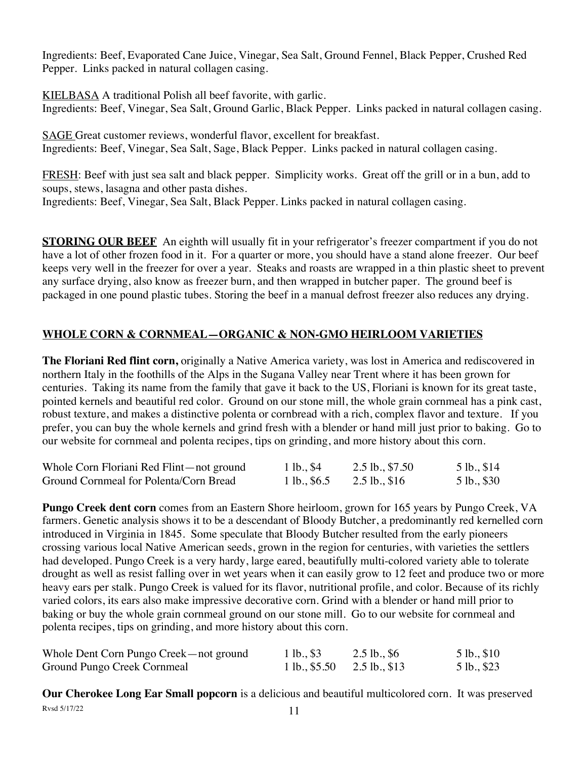Ingredients: Beef, Evaporated Cane Juice, Vinegar, Sea Salt, Ground Fennel, Black Pepper, Crushed Red Pepper. Links packed in natural collagen casing.

KIELBASA A traditional Polish all beef favorite, with garlic.
Ingredients: Beef, Vinegar, Sea Salt, Ground Garlic, Black Pepper. Links packed in natural collagen casing.

SAGE Great customer reviews, wonderful flavor, excellent for breakfast.
Ingredients: Beef, Vinegar, Sea Salt, Sage, Black Pepper. Links packed in natural collagen casing.

FRESH: Beef with just sea salt and black pepper. Simplicity works. Great off the grill or in a bun, add to soups, stews, lasagna and other pasta dishes.
Ingredients: Beef, Vinegar, Sea Salt, Black Pepper. Links packed in natural collagen casing.

**STORING OUR BEEF** An eighth will usually fit in your refrigerator's freezer compartment if you do not have a lot of other frozen food in it. For a quarter or more, you should have a stand alone freezer. Our beef keeps very well in the freezer for over a year. Steaks and roasts are wrapped in a thin plastic sheet to prevent any surface drying, also know as freezer burn, and then wrapped in butcher paper. The ground beef is packaged in one pound plastic tubes. Storing the beef in a manual defrost freezer also reduces any drying.

## WHOLE CORN & CORNMEAL—ORGANIC & NON-GMO HEIRLOOM VARIETIES

**The Floriani Red flint corn,** originally a Native America variety, was lost in America and rediscovered in northern Italy in the foothills of the Alps in the Sugana Valley near Trent where it has been grown for centuries. Taking its name from the family that gave it back to the US, Floriani is known for its great taste, pointed kernels and beautiful red color. Ground on our stone mill, the whole grain cornmeal has a pink cast, robust texture, and makes a distinctive polenta or cornbread with a rich, complex flavor and texture. If you prefer, you can buy the whole kernels and grind fresh with a blender or hand mill just prior to baking. Go to our website for cornmeal and polenta recipes, tips on grinding, and more history about this corn.

| | | | |
|---|---|---|---|
| Whole Corn Floriani Red Flint—not ground | 1 lb., $4 | 2.5 lb., $7.50 | 5 lb., $14 |
| Ground Cornmeal for Polenta/Corn Bread | 1 lb., $6.5 | 2.5 lb., $16 | 5 lb., $30 |

**Pungo Creek dent corn** comes from an Eastern Shore heirloom, grown for 165 years by Pungo Creek, VA farmers. Genetic analysis shows it to be a descendant of Bloody Butcher, a predominantly red kernelled corn introduced in Virginia in 1845. Some speculate that Bloody Butcher resulted from the early pioneers crossing various local Native American seeds, grown in the region for centuries, with varieties the settlers had developed. Pungo Creek is a very hardy, large eared, beautifully multi-colored variety able to tolerate drought as well as resist falling over in wet years when it can easily grow to 12 feet and produce two or more heavy ears per stalk. Pungo Creek is valued for its flavor, nutritional profile, and color. Because of its richly varied colors, its ears also make impressive decorative corn. Grind with a blender or hand mill prior to baking or buy the whole grain cornmeal ground on our stone mill. Go to our website for cornmeal and polenta recipes, tips on grinding, and more history about this corn.

| | | | |
|---|---|---|---|
| Whole Dent Corn Pungo Creek—not ground | 1 lb., $3 | 2.5 lb., $6 | 5 lb., $10 |
| Ground Pungo Creek Cornmeal | 1 lb., $5.50 | 2.5 lb., $13 | 5 lb., $23 |

**Our Cherokee Long Ear Small popcorn** is a delicious and beautiful multicolored corn. It was preserved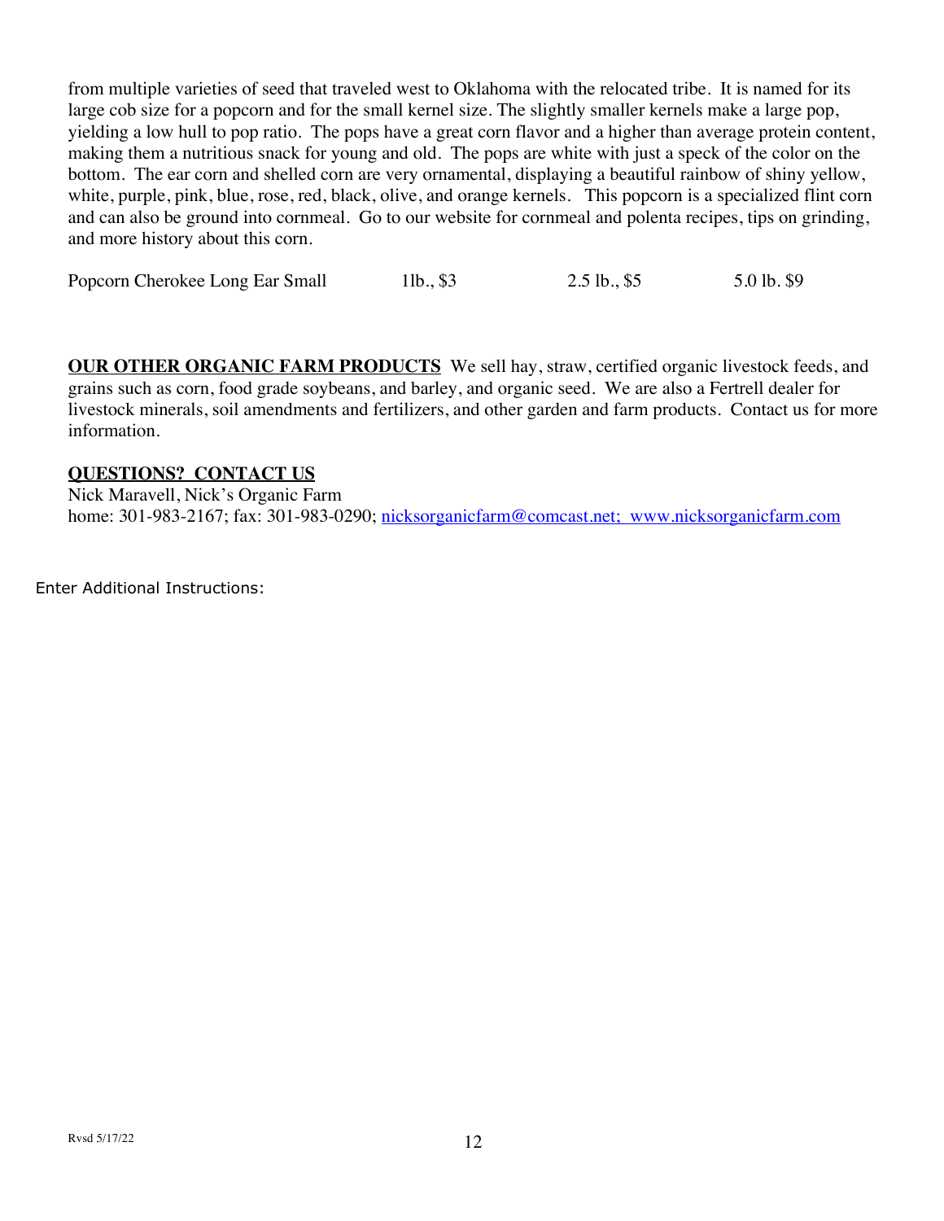from multiple varieties of seed that traveled west to Oklahoma with the relocated tribe. It is named for its large cob size for a popcorn and for the small kernel size. The slightly smaller kernels make a large pop, yielding a low hull to pop ratio. The pops have a great corn flavor and a higher than average protein content, making them a nutritious snack for young and old. The pops are white with just a speck of the color on the bottom. The ear corn and shelled corn are very ornamental, displaying a beautiful rainbow of shiny yellow, white, purple, pink, blue, rose, red, black, olive, and orange kernels. This popcorn is a specialized flint corn and can also be ground into cornmeal. Go to our website for cornmeal and polenta recipes, tips on grinding, and more history about this corn.

| | | | |
|---|---|---|---|
| Popcorn Cherokee Long Ear Small | 1lb., $3 | 2.5 lb., $5 | 5.0 lb. $9 |

**OUR OTHER ORGANIC FARM PRODUCTS** We sell hay, straw, certified organic livestock feeds, and grains such as corn, food grade soybeans, and barley, and organic seed. We are also a Fertrell dealer for livestock minerals, soil amendments and fertilizers, and other garden and farm products. Contact us for more information.

**QUESTIONS? CONTACT US**

Nick Maravell, Nick's Organic Farm
home: 301-983-2167; fax: 301-983-0290; nicksorganicfarm@comcast.net; www.nicksorganicfarm.com

Enter Additional Instructions:

Rvsd 5/17/22